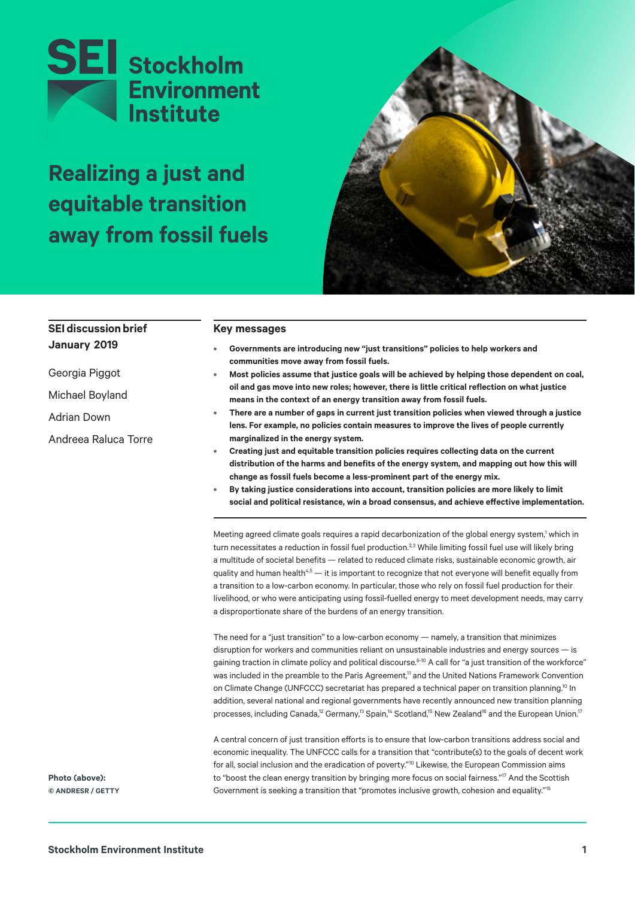# Realizing a just and equitable transition away from fossil fuels

**SEI discussion brief**
**January 2019**

Georgia Piggot

Michael Boyland

Adrian Down

Andreea Raluca Torre

## Key messages

- **Governments are introducing new "just transitions" policies to help workers and communities move away from fossil fuels.**
- **Most policies assume that justice goals will be achieved by helping those dependent on coal, oil and gas move into new roles; however, there is little critical reflection on what justice means in the context of an energy transition away from fossil fuels.**
- **There are a number of gaps in current just transition policies when viewed through a justice lens. For example, no policies contain measures to improve the lives of people currently marginalized in the energy system.**
- **Creating just and equitable transition policies requires collecting data on the current distribution of the harms and benefits of the energy system, and mapping out how this will change as fossil fuels become a less-prominent part of the energy mix.**
- **By taking justice considerations into account, transition policies are more likely to limit social and political resistance, win a broad consensus, and achieve effective implementation.**

Meeting agreed climate goals requires a rapid decarbonization of the global energy system,[1] which in turn necessitates a reduction in fossil fuel production.[2,3] While limiting fossil fuel use will likely bring a multitude of societal benefits — related to reduced climate risks, sustainable economic growth, air quality and human health[4,5] — it is important to recognize that not everyone will benefit equally from a transition to a low-carbon economy. In particular, those who rely on fossil fuel production for their livelihood, or who were anticipating using fossil-fuelled energy to meet development needs, may carry a disproportionate share of the burdens of an energy transition.

The need for a "just transition" to a low-carbon economy — namely, a transition that minimizes disruption for workers and communities reliant on unsustainable industries and energy sources — is gaining traction in climate policy and political discourse.[6-10] A call for "a just transition of the workforce" was included in the preamble to the Paris Agreement,[11] and the United Nations Framework Convention on Climate Change (UNFCCC) secretariat has prepared a technical paper on transition planning.[10] In addition, several national and regional governments have recently announced new transition planning processes, including Canada,[12] Germany,[13] Spain,[14] Scotland,[15] New Zealand[16] and the European Union.[17]

A central concern of just transition efforts is to ensure that low-carbon transitions address social and economic inequality. The UNFCCC calls for a transition that "contribute(s) to the goals of decent work for all, social inclusion and the eradication of poverty."[10] Likewise, the European Commission aims to "boost the clean energy transition by bringing more focus on social fairness."[17] And the Scottish Government is seeking a transition that "promotes inclusive growth, cohesion and equality."[15]

**Photo (above):**
**© ANDRESR / GETTY**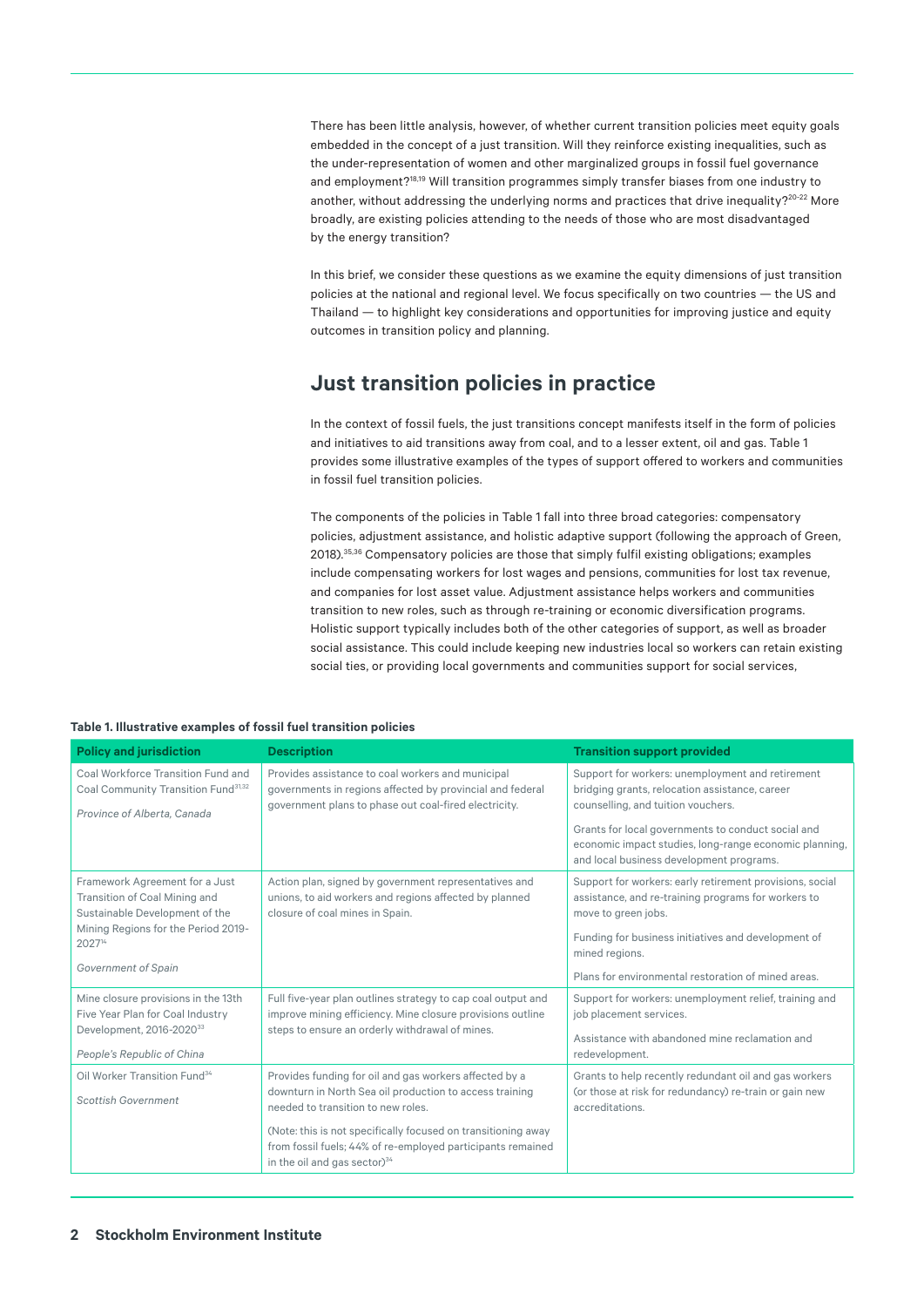There has been little analysis, however, of whether current transition policies meet equity goals embedded in the concept of a just transition. Will they reinforce existing inequalities, such as the under-representation of women and other marginalized groups in fossil fuel governance and employment?[18,19] Will transition programmes simply transfer biases from one industry to another, without addressing the underlying norms and practices that drive inequality?[20–22] More broadly, are existing policies attending to the needs of those who are most disadvantaged by the energy transition?

In this brief, we consider these questions as we examine the equity dimensions of just transition policies at the national and regional level. We focus specifically on two countries — the US and Thailand — to highlight key considerations and opportunities for improving justice and equity outcomes in transition policy and planning.

## Just transition policies in practice

In the context of fossil fuels, the just transitions concept manifests itself in the form of policies and initiatives to aid transitions away from coal, and to a lesser extent, oil and gas. Table 1 provides some illustrative examples of the types of support offered to workers and communities in fossil fuel transition policies.

The components of the policies in Table 1 fall into three broad categories: compensatory policies, adjustment assistance, and holistic adaptive support (following the approach of Green, 2018).[35,36] Compensatory policies are those that simply fulfil existing obligations; examples include compensating workers for lost wages and pensions, communities for lost tax revenue, and companies for lost asset value. Adjustment assistance helps workers and communities transition to new roles, such as through re-training or economic diversification programs. Holistic support typically includes both of the other categories of support, as well as broader social assistance. This could include keeping new industries local so workers can retain existing social ties, or providing local governments and communities support for social services,

**Table 1. Illustrative examples of fossil fuel transition policies**

| Policy and jurisdiction | Description | Transition support provided |
|---|---|---|
| Coal Workforce Transition Fund and Coal Community Transition Fund[31,32]<br><br>*Province of Alberta, Canada* | Provides assistance to coal workers and municipal governments in regions affected by provincial and federal government plans to phase out coal-fired electricity. | Support for workers: unemployment and retirement bridging grants, relocation assistance, career counselling, and tuition vouchers.<br><br>Grants for local governments to conduct social and economic impact studies, long-range economic planning, and local business development programs. |
| Framework Agreement for a Just Transition of Coal Mining and Sustainable Development of the Mining Regions for the Period 2019-2027[14]<br><br>*Government of Spain* | Action plan, signed by government representatives and unions, to aid workers and regions affected by planned closure of coal mines in Spain. | Support for workers: early retirement provisions, social assistance, and re-training programs for workers to move to green jobs.<br><br>Funding for business initiatives and development of mined regions.<br><br>Plans for environmental restoration of mined areas. |
| Mine closure provisions in the 13th Five Year Plan for Coal Industry Development, 2016-2020[33]<br><br>*People's Republic of China* | Full five-year plan outlines strategy to cap coal output and improve mining efficiency. Mine closure provisions outline steps to ensure an orderly withdrawal of mines. | Support for workers: unemployment relief, training and job placement services.<br><br>Assistance with abandoned mine reclamation and redevelopment. |
| Oil Worker Transition Fund[34]<br><br>*Scottish Government* | Provides funding for oil and gas workers affected by a downturn in North Sea oil production to access training needed to transition to new roles.<br><br>(Note: this is not specifically focused on transitioning away from fossil fuels; 44% of re-employed participants remained in the oil and gas sector)[34] | Grants to help recently redundant oil and gas workers (or those at risk for redundancy) re-train or gain new accreditations. |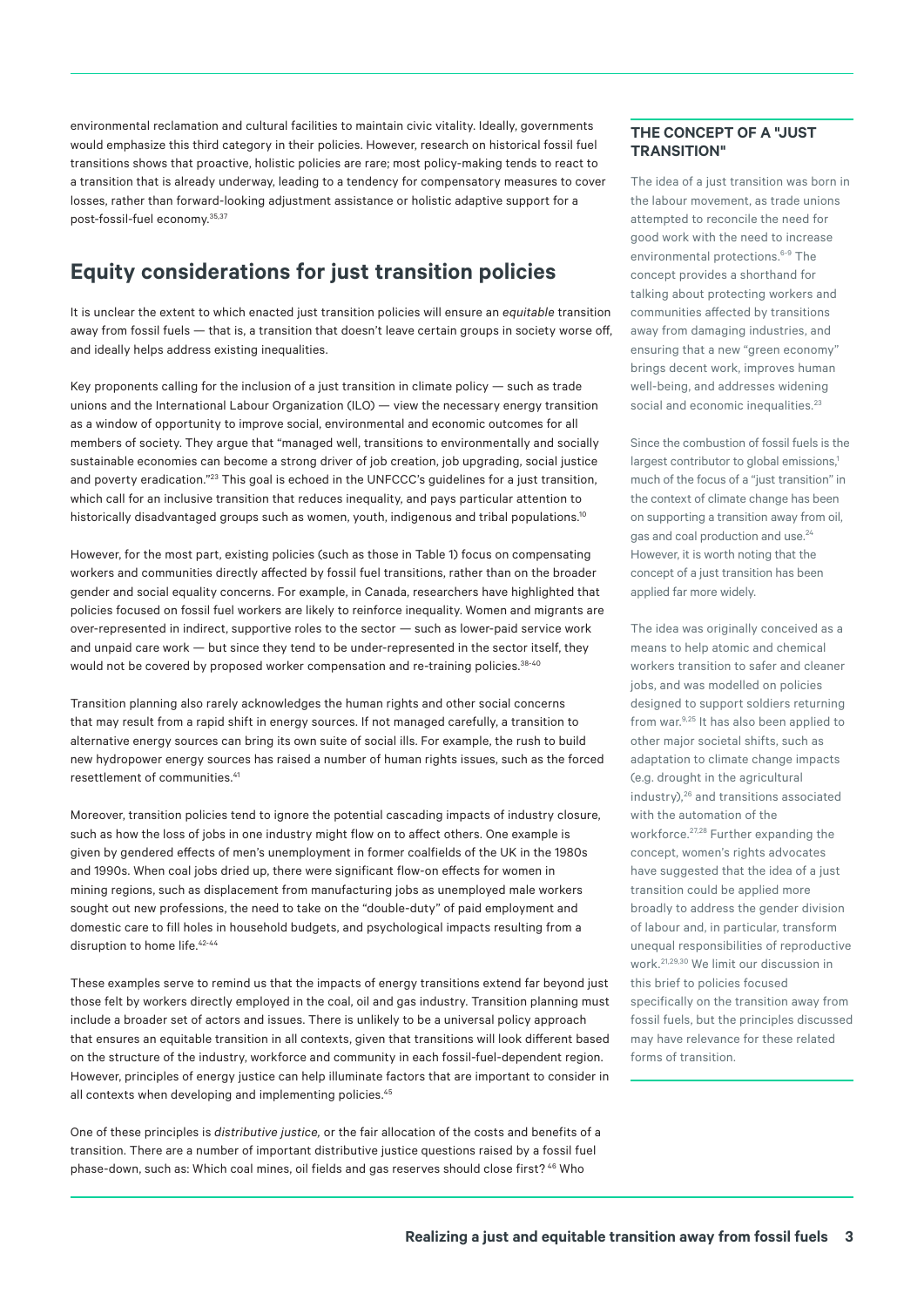environmental reclamation and cultural facilities to maintain civic vitality. Ideally, governments would emphasize this third category in their policies. However, research on historical fossil fuel transitions shows that proactive, holistic policies are rare; most policy-making tends to react to a transition that is already underway, leading to a tendency for compensatory measures to cover losses, rather than forward-looking adjustment assistance or holistic adaptive support for a post-fossil-fuel economy.[35,37]

## Equity considerations for just transition policies

It is unclear the extent to which enacted just transition policies will ensure an *equitable* transition away from fossil fuels — that is, a transition that doesn't leave certain groups in society worse off, and ideally helps address existing inequalities.

Key proponents calling for the inclusion of a just transition in climate policy — such as trade unions and the International Labour Organization (ILO) — view the necessary energy transition as a window of opportunity to improve social, environmental and economic outcomes for all members of society. They argue that "managed well, transitions to environmentally and socially sustainable economies can become a strong driver of job creation, job upgrading, social justice and poverty eradication."[23] This goal is echoed in the UNFCCC's guidelines for a just transition, which call for an inclusive transition that reduces inequality, and pays particular attention to historically disadvantaged groups such as women, youth, indigenous and tribal populations.[10]

However, for the most part, existing policies (such as those in Table 1) focus on compensating workers and communities directly affected by fossil fuel transitions, rather than on the broader gender and social equality concerns. For example, in Canada, researchers have highlighted that policies focused on fossil fuel workers are likely to reinforce inequality. Women and migrants are over-represented in indirect, supportive roles to the sector — such as lower-paid service work and unpaid care work — but since they tend to be under-represented in the sector itself, they would not be covered by proposed worker compensation and re-training policies.[38-40]

Transition planning also rarely acknowledges the human rights and other social concerns that may result from a rapid shift in energy sources. If not managed carefully, a transition to alternative energy sources can bring its own suite of social ills. For example, the rush to build new hydropower energy sources has raised a number of human rights issues, such as the forced resettlement of communities.[41]

Moreover, transition policies tend to ignore the potential cascading impacts of industry closure, such as how the loss of jobs in one industry might flow on to affect others. One example is given by gendered effects of men's unemployment in former coalfields of the UK in the 1980s and 1990s. When coal jobs dried up, there were significant flow-on effects for women in mining regions, such as displacement from manufacturing jobs as unemployed male workers sought out new professions, the need to take on the "double-duty" of paid employment and domestic care to fill holes in household budgets, and psychological impacts resulting from a disruption to home life.[42-44]

These examples serve to remind us that the impacts of energy transitions extend far beyond just those felt by workers directly employed in the coal, oil and gas industry. Transition planning must include a broader set of actors and issues. There is unlikely to be a universal policy approach that ensures an equitable transition in all contexts, given that transitions will look different based on the structure of the industry, workforce and community in each fossil-fuel-dependent region. However, principles of energy justice can help illuminate factors that are important to consider in all contexts when developing and implementing policies.[45]

One of these principles is *distributive justice,* or the fair allocation of the costs and benefits of a transition. There are a number of important distributive justice questions raised by a fossil fuel phase-down, such as: Which coal mines, oil fields and gas reserves should close first? [46] Who

### THE CONCEPT OF A "JUST TRANSITION"

The idea of a just transition was born in the labour movement, as trade unions attempted to reconcile the need for good work with the need to increase environmental protections.[6-9] The concept provides a shorthand for talking about protecting workers and communities affected by transitions away from damaging industries, and ensuring that a new "green economy" brings decent work, improves human well-being, and addresses widening social and economic inequalities.[23]

Since the combustion of fossil fuels is the largest contributor to global emissions,[1] much of the focus of a "just transition" in the context of climate change has been on supporting a transition away from oil, gas and coal production and use.[24] However, it is worth noting that the concept of a just transition has been applied far more widely.

The idea was originally conceived as a means to help atomic and chemical workers transition to safer and cleaner jobs, and was modelled on policies designed to support soldiers returning from war.[9,25] It has also been applied to other major societal shifts, such as adaptation to climate change impacts (e.g. drought in the agricultural industry),[26] and transitions associated with the automation of the workforce.[27,28] Further expanding the concept, women's rights advocates have suggested that the idea of a just transition could be applied more broadly to address the gender division of labour and, in particular, transform unequal responsibilities of reproductive work.[21,29,30] We limit our discussion in this brief to policies focused specifically on the transition away from fossil fuels, but the principles discussed may have relevance for these related forms of transition.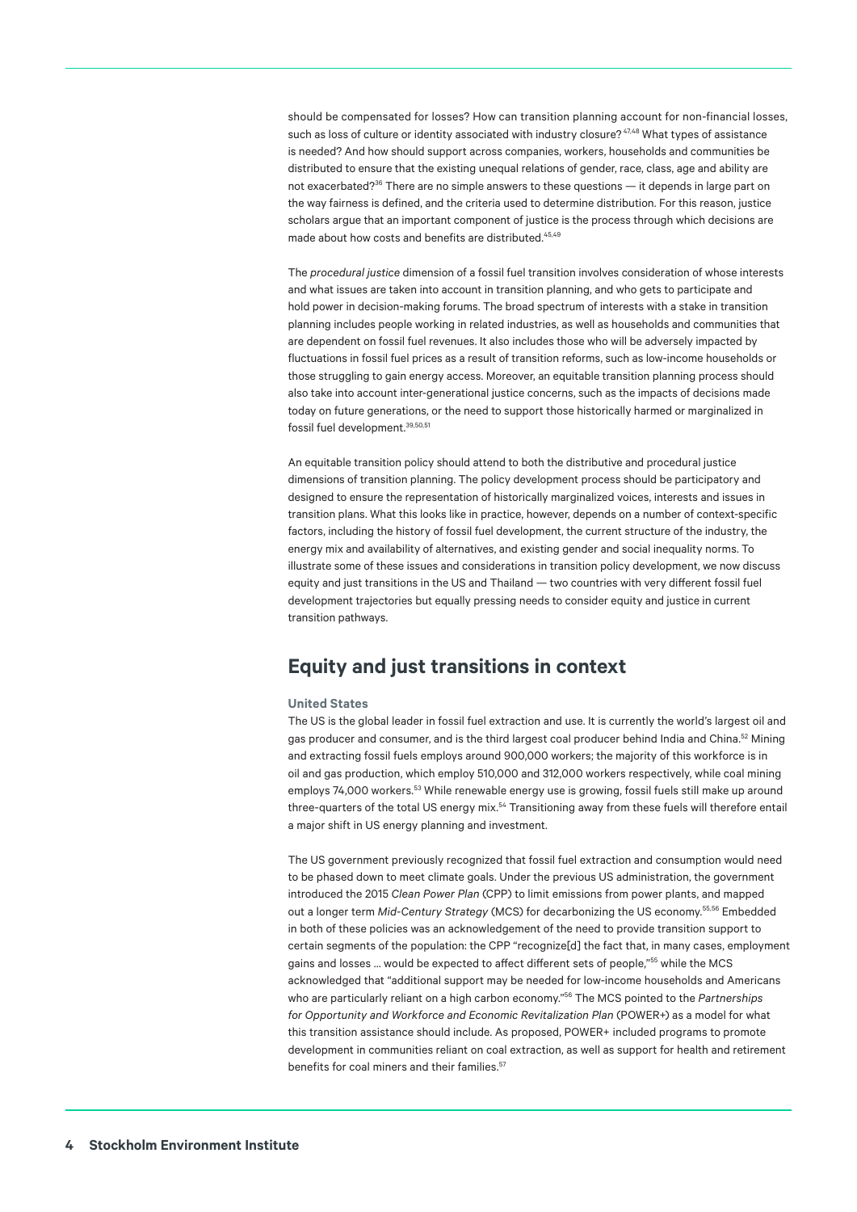should be compensated for losses? How can transition planning account for non-financial losses, such as loss of culture or identity associated with industry closure?[47,48] What types of assistance is needed? And how should support across companies, workers, households and communities be distributed to ensure that the existing unequal relations of gender, race, class, age and ability are not exacerbated?[36] There are no simple answers to these questions — it depends in large part on the way fairness is defined, and the criteria used to determine distribution. For this reason, justice scholars argue that an important component of justice is the process through which decisions are made about how costs and benefits are distributed.[45,49]

The *procedural justice* dimension of a fossil fuel transition involves consideration of whose interests and what issues are taken into account in transition planning, and who gets to participate and hold power in decision-making forums. The broad spectrum of interests with a stake in transition planning includes people working in related industries, as well as households and communities that are dependent on fossil fuel revenues. It also includes those who will be adversely impacted by fluctuations in fossil fuel prices as a result of transition reforms, such as low-income households or those struggling to gain energy access. Moreover, an equitable transition planning process should also take into account inter-generational justice concerns, such as the impacts of decisions made today on future generations, or the need to support those historically harmed or marginalized in fossil fuel development.[39,50,51]

An equitable transition policy should attend to both the distributive and procedural justice dimensions of transition planning. The policy development process should be participatory and designed to ensure the representation of historically marginalized voices, interests and issues in transition plans. What this looks like in practice, however, depends on a number of context-specific factors, including the history of fossil fuel development, the current structure of the industry, the energy mix and availability of alternatives, and existing gender and social inequality norms. To illustrate some of these issues and considerations in transition policy development, we now discuss equity and just transitions in the US and Thailand — two countries with very different fossil fuel development trajectories but equally pressing needs to consider equity and justice in current transition pathways.

## Equity and just transitions in context

### United States

The US is the global leader in fossil fuel extraction and use. It is currently the world's largest oil and gas producer and consumer, and is the third largest coal producer behind India and China.[52] Mining and extracting fossil fuels employs around 900,000 workers; the majority of this workforce is in oil and gas production, which employ 510,000 and 312,000 workers respectively, while coal mining employs 74,000 workers.[53] While renewable energy use is growing, fossil fuels still make up around three-quarters of the total US energy mix.[54] Transitioning away from these fuels will therefore entail a major shift in US energy planning and investment.

The US government previously recognized that fossil fuel extraction and consumption would need to be phased down to meet climate goals. Under the previous US administration, the government introduced the 2015 *Clean Power Plan* (CPP) to limit emissions from power plants, and mapped out a longer term *Mid-Century Strategy* (MCS) for decarbonizing the US economy.[55,56] Embedded in both of these policies was an acknowledgement of the need to provide transition support to certain segments of the population: the CPP "recognize[d] the fact that, in many cases, employment gains and losses ... would be expected to affect different sets of people,"[55] while the MCS acknowledged that "additional support may be needed for low-income households and Americans who are particularly reliant on a high carbon economy."[56] The MCS pointed to the *Partnerships for Opportunity and Workforce and Economic Revitalization Plan* (POWER+) as a model for what this transition assistance should include. As proposed, POWER+ included programs to promote development in communities reliant on coal extraction, as well as support for health and retirement benefits for coal miners and their families.[57]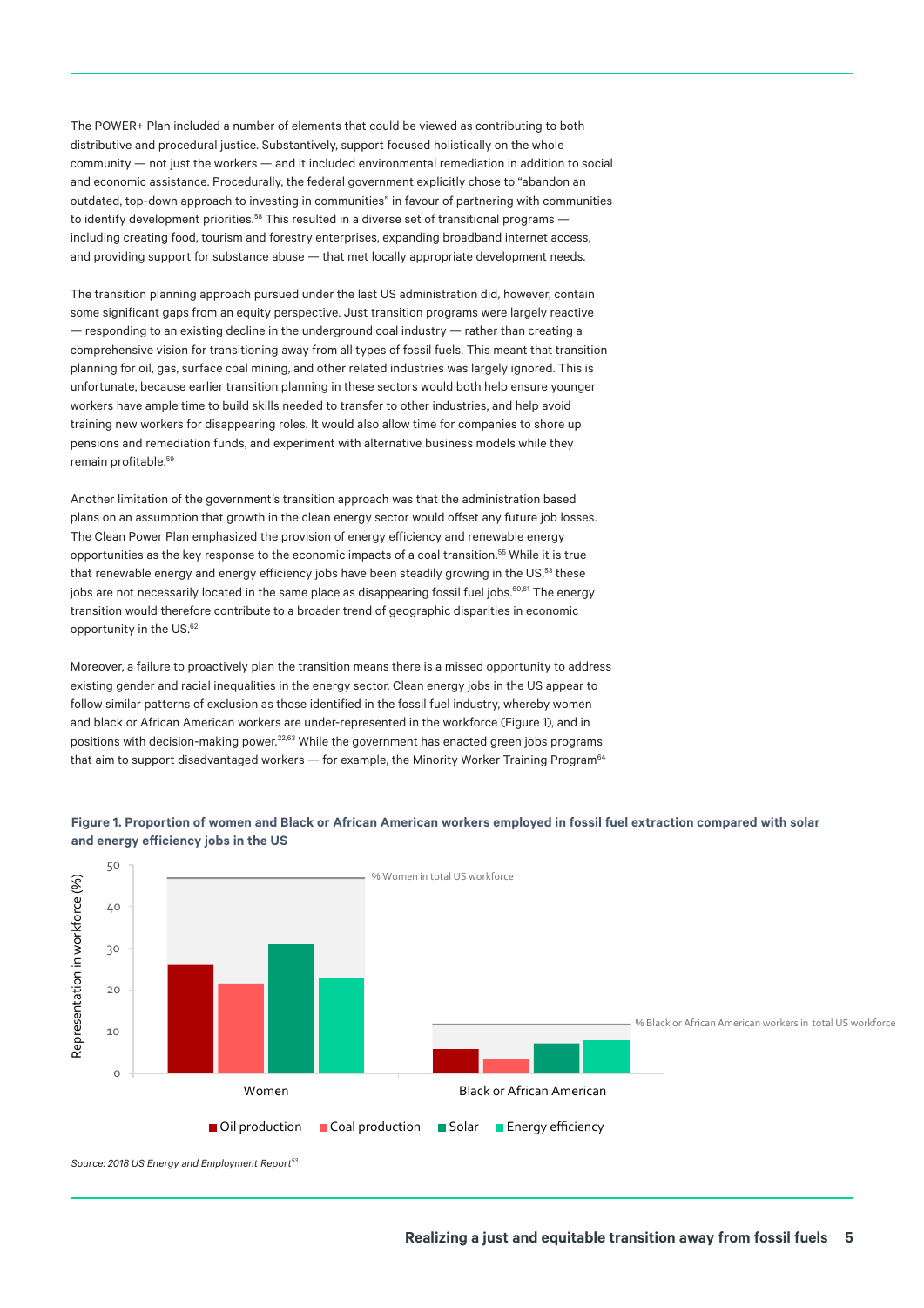The POWER+ Plan included a number of elements that could be viewed as contributing to both distributive and procedural justice. Substantively, support focused holistically on the whole community — not just the workers — and it included environmental remediation in addition to social and economic assistance. Procedurally, the federal government explicitly chose to "abandon an outdated, top-down approach to investing in communities" in favour of partnering with communities to identify development priorities.[58] This resulted in a diverse set of transitional programs — including creating food, tourism and forestry enterprises, expanding broadband internet access, and providing support for substance abuse — that met locally appropriate development needs.

The transition planning approach pursued under the last US administration did, however, contain some significant gaps from an equity perspective. Just transition programs were largely reactive — responding to an existing decline in the underground coal industry — rather than creating a comprehensive vision for transitioning away from all types of fossil fuels. This meant that transition planning for oil, gas, surface coal mining, and other related industries was largely ignored. This is unfortunate, because earlier transition planning in these sectors would both help ensure younger workers have ample time to build skills needed to transfer to other industries, and help avoid training new workers for disappearing roles. It would also allow time for companies to shore up pensions and remediation funds, and experiment with alternative business models while they remain profitable.[59]

Another limitation of the government's transition approach was that the administration based plans on an assumption that growth in the clean energy sector would offset any future job losses. The Clean Power Plan emphasized the provision of energy efficiency and renewable energy opportunities as the key response to the economic impacts of a coal transition.[55] While it is true that renewable energy and energy efficiency jobs have been steadily growing in the US,[53] these jobs are not necessarily located in the same place as disappearing fossil fuel jobs.[60,61] The energy transition would therefore contribute to a broader trend of geographic disparities in economic opportunity in the US.[62]

Moreover, a failure to proactively plan the transition means there is a missed opportunity to address existing gender and racial inequalities in the energy sector. Clean energy jobs in the US appear to follow similar patterns of exclusion as those identified in the fossil fuel industry, whereby women and black or African American workers are under-represented in the workforce (Figure 1), and in positions with decision-making power.[22,63] While the government has enacted green jobs programs that aim to support disadvantaged workers — for example, the Minority Worker Training Program[64]

**Figure 1. Proportion of women and Black or African American workers employed in fossil fuel extraction compared with solar and energy efficiency jobs in the US**

| Representation in workforce (%) | Oil production | Coal production | Solar | Energy efficiency | Total US workforce |
|---|---|---|---|---|---|
| Women | ~26 | ~22 | ~31 | ~23 | ~47 |
| Black or African American | ~6 | ~4 | ~7 | ~8 | ~12 |

*Source: 2018 US Energy and Employment Report[53]*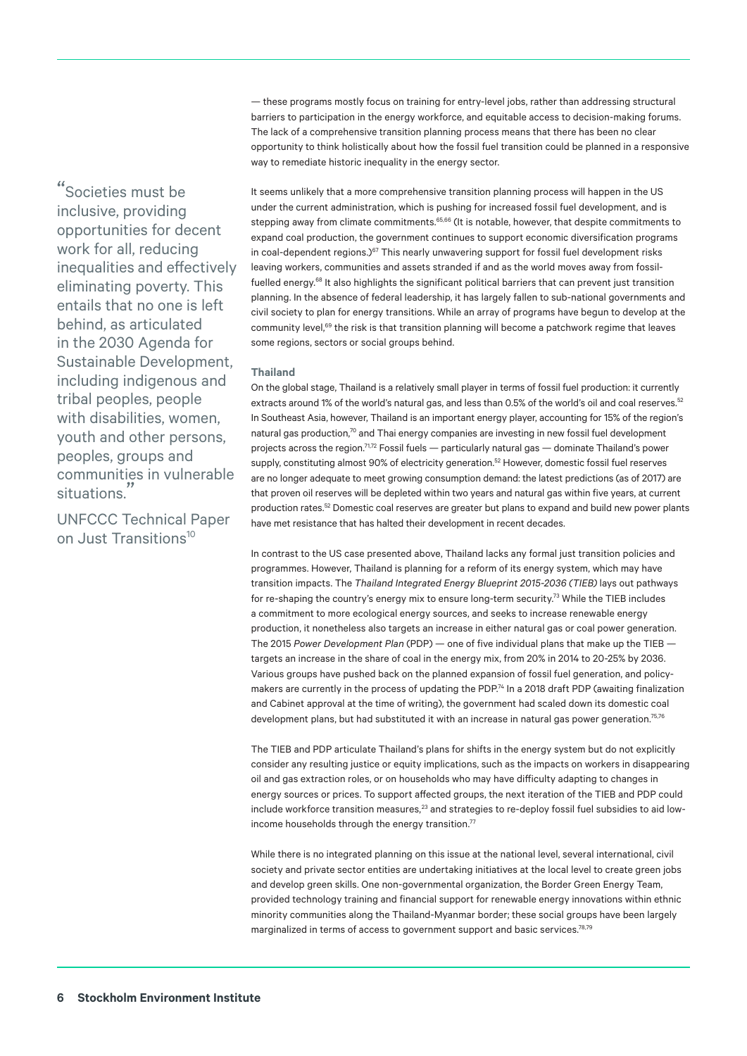— these programs mostly focus on training for entry-level jobs, rather than addressing structural barriers to participation in the energy workforce, and equitable access to decision-making forums. The lack of a comprehensive transition planning process means that there has been no clear opportunity to think holistically about how the fossil fuel transition could be planned in a responsive way to remediate historic inequality in the energy sector.

> "Societies must be inclusive, providing opportunities for decent work for all, reducing inequalities and effectively eliminating poverty. This entails that no one is left behind, as articulated in the 2030 Agenda for Sustainable Development, including indigenous and tribal peoples, people with disabilities, women, youth and other persons, peoples, groups and communities in vulnerable situations."
>
> UNFCCC Technical Paper on Just Transitions[10]

It seems unlikely that a more comprehensive transition planning process will happen in the US under the current administration, which is pushing for increased fossil fuel development, and is stepping away from climate commitments.[65,66] (It is notable, however, that despite commitments to expand coal production, the government continues to support economic diversification programs in coal-dependent regions.)[67] This nearly unwavering support for fossil fuel development risks leaving workers, communities and assets stranded if and as the world moves away from fossil-fuelled energy.[68] It also highlights the significant political barriers that can prevent just transition planning. In the absence of federal leadership, it has largely fallen to sub-national governments and civil society to plan for energy transitions. While an array of programs have begun to develop at the community level,[69] the risk is that transition planning will become a patchwork regime that leaves some regions, sectors or social groups behind.

**Thailand**

On the global stage, Thailand is a relatively small player in terms of fossil fuel production: it currently extracts around 1% of the world's natural gas, and less than 0.5% of the world's oil and coal reserves.[52] In Southeast Asia, however, Thailand is an important energy player, accounting for 15% of the region's natural gas production,[70] and Thai energy companies are investing in new fossil fuel development projects across the region.[71,72] Fossil fuels — particularly natural gas — dominate Thailand's power supply, constituting almost 90% of electricity generation.[52] However, domestic fossil fuel reserves are no longer adequate to meet growing consumption demand: the latest predictions (as of 2017) are that proven oil reserves will be depleted within two years and natural gas within five years, at current production rates.[52] Domestic coal reserves are greater but plans to expand and build new power plants have met resistance that has halted their development in recent decades.

In contrast to the US case presented above, Thailand lacks any formal just transition policies and programmes. However, Thailand is planning for a reform of its energy system, which may have transition impacts. The *Thailand Integrated Energy Blueprint 2015-2036 (TIEB)* lays out pathways for re-shaping the country's energy mix to ensure long-term security.[73] While the TIEB includes a commitment to more ecological energy sources, and seeks to increase renewable energy production, it nonetheless also targets an increase in either natural gas or coal power generation. The 2015 *Power Development Plan* (PDP) — one of five individual plans that make up the TIEB — targets an increase in the share of coal in the energy mix, from 20% in 2014 to 20-25% by 2036. Various groups have pushed back on the planned expansion of fossil fuel generation, and policy-makers are currently in the process of updating the PDP.[74] In a 2018 draft PDP (awaiting finalization and Cabinet approval at the time of writing), the government had scaled down its domestic coal development plans, but had substituted it with an increase in natural gas power generation.[75,76]

The TIEB and PDP articulate Thailand's plans for shifts in the energy system but do not explicitly consider any resulting justice or equity implications, such as the impacts on workers in disappearing oil and gas extraction roles, or on households who may have difficulty adapting to changes in energy sources or prices. To support affected groups, the next iteration of the TIEB and PDP could include workforce transition measures,[23] and strategies to re-deploy fossil fuel subsidies to aid low-income households through the energy transition.[77]

While there is no integrated planning on this issue at the national level, several international, civil society and private sector entities are undertaking initiatives at the local level to create green jobs and develop green skills. One non-governmental organization, the Border Green Energy Team, provided technology training and financial support for renewable energy innovations within ethnic minority communities along the Thailand-Myanmar border; these social groups have been largely marginalized in terms of access to government support and basic services.[78,79]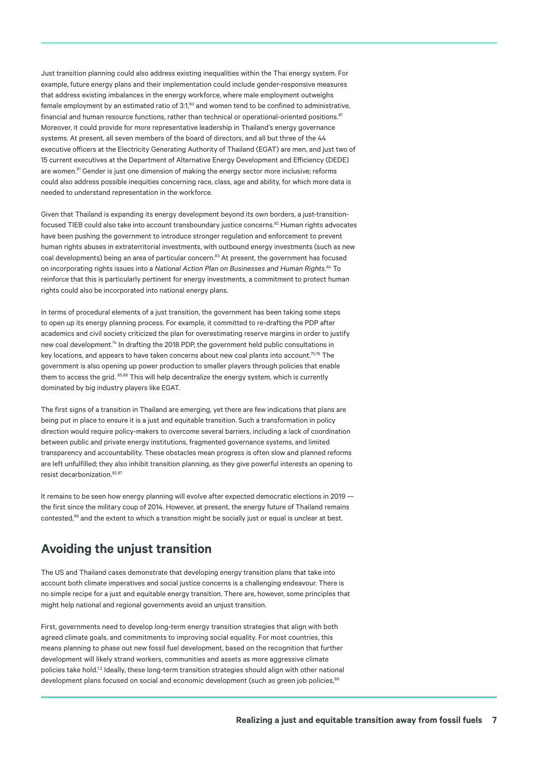Just transition planning could also address existing inequalities within the Thai energy system. For example, future energy plans and their implementation could include gender-responsive measures that address existing imbalances in the energy workforce, where male employment outweighs female employment by an estimated ratio of 3:1,[80] and women tend to be confined to administrative, financial and human resource functions, rather than technical or operational-oriented positions.[81] Moreover, it could provide for more representative leadership in Thailand's energy governance systems. At present, all seven members of the board of directors, and all but three of the 44 executive officers at the Electricity Generating Authority of Thailand (EGAT) are men, and just two of 15 current executives at the Department of Alternative Energy Development and Efficiency (DEDE) are women.[81] Gender is just one dimension of making the energy sector more inclusive; reforms could also address possible inequities concerning race, class, age and ability, for which more data is needed to understand representation in the workforce.

Given that Thailand is expanding its energy development beyond its own borders, a just-transition-focused TIEB could also take into account transboundary justice concerns.[82] Human rights advocates have been pushing the government to introduce stronger regulation and enforcement to prevent human rights abuses in extraterritorial investments, with outbound energy investments (such as new coal developments) being an area of particular concern.[83] At present, the government has focused on incorporating rights issues into a *National Action Plan on Businesses and Human Rights*.[84] To reinforce that this is particularly pertinent for energy investments, a commitment to protect human rights could also be incorporated into national energy plans.

In terms of procedural elements of a just transition, the government has been taking some steps to open up its energy planning process. For example, it committed to re-drafting the PDP after academics and civil society criticized the plan for overestimating reserve margins in order to justify new coal development.[74] In drafting the 2018 PDP, the government held public consultations in key locations, and appears to have taken concerns about new coal plants into account.[75,76] The government is also opening up power production to smaller players through policies that enable them to access the grid.[85,86] This will help decentralize the energy system, which is currently dominated by big industry players like EGAT.

The first signs of a transition in Thailand are emerging, yet there are few indications that plans are being put in place to ensure it is a just and equitable transition. Such a transformation in policy direction would require policy-makers to overcome several barriers, including a lack of coordination between public and private energy institutions, fragmented governance systems, and limited transparency and accountability. These obstacles mean progress is often slow and planned reforms are left unfulfilled; they also inhibit transition planning, as they give powerful interests an opening to resist decarbonization.[82,87]

It remains to be seen how energy planning will evolve after expected democratic elections in 2019 — the first since the military coup of 2014. However, at present, the energy future of Thailand remains contested,[88] and the extent to which a transition might be socially just or equal is unclear at best.

## Avoiding the unjust transition

The US and Thailand cases demonstrate that developing energy transition plans that take into account both climate imperatives and social justice concerns is a challenging endeavour. There is no simple recipe for a just and equitable energy transition. There are, however, some principles that might help national and regional governments avoid an unjust transition.

First, governments need to develop long-term energy transition strategies that align with both agreed climate goals, and commitments to improving social equality. For most countries, this means planning to phase out new fossil fuel development, based on the recognition that further development will likely strand workers, communities and assets as more aggressive climate policies take hold.[1,2] Ideally, these long-term transition strategies should align with other national development plans focused on social and economic development (such as green job policies,[89]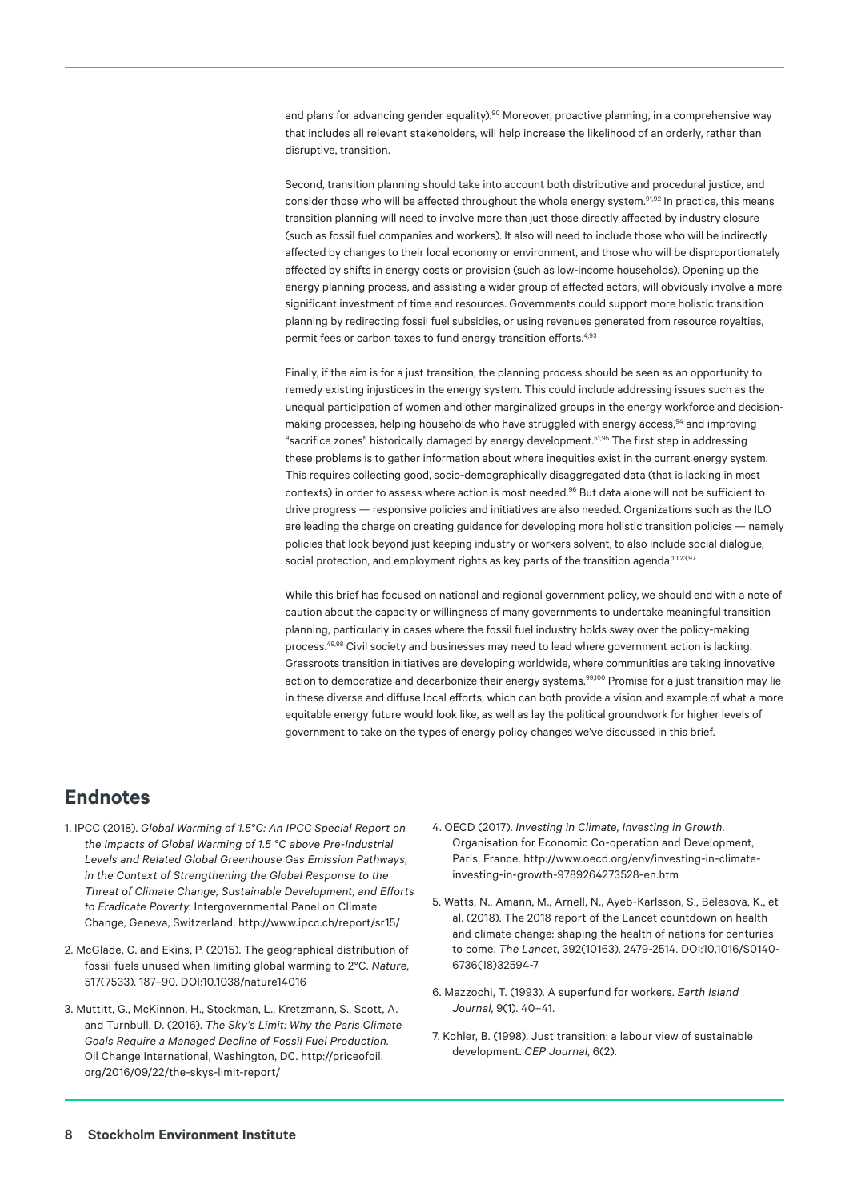and plans for advancing gender equality).[90] Moreover, proactive planning, in a comprehensive way that includes all relevant stakeholders, will help increase the likelihood of an orderly, rather than disruptive, transition.

Second, transition planning should take into account both distributive and procedural justice, and consider those who will be affected throughout the whole energy system.[91,92] In practice, this means transition planning will need to involve more than just those directly affected by industry closure (such as fossil fuel companies and workers). It also will need to include those who will be indirectly affected by changes to their local economy or environment, and those who will be disproportionately affected by shifts in energy costs or provision (such as low-income households). Opening up the energy planning process, and assisting a wider group of affected actors, will obviously involve a more significant investment of time and resources. Governments could support more holistic transition planning by redirecting fossil fuel subsidies, or using revenues generated from resource royalties, permit fees or carbon taxes to fund energy transition efforts.[4,93]

Finally, if the aim is for a just transition, the planning process should be seen as an opportunity to remedy existing injustices in the energy system. This could include addressing issues such as the unequal participation of women and other marginalized groups in the energy workforce and decision-making processes, helping households who have struggled with energy access,[94] and improving "sacrifice zones" historically damaged by energy development.[51,95] The first step in addressing these problems is to gather information about where inequities exist in the current energy system. This requires collecting good, socio-demographically disaggregated data (that is lacking in most contexts) in order to assess where action is most needed.[96] But data alone will not be sufficient to drive progress — responsive policies and initiatives are also needed. Organizations such as the ILO are leading the charge on creating guidance for developing more holistic transition policies — namely policies that look beyond just keeping industry or workers solvent, to also include social dialogue, social protection, and employment rights as key parts of the transition agenda.[10,23,97]

While this brief has focused on national and regional government policy, we should end with a note of caution about the capacity or willingness of many governments to undertake meaningful transition planning, particularly in cases where the fossil fuel industry holds sway over the policy-making process.[49,98] Civil society and businesses may need to lead where government action is lacking. Grassroots transition initiatives are developing worldwide, where communities are taking innovative action to democratize and decarbonize their energy systems.[99,100] Promise for a just transition may lie in these diverse and diffuse local efforts, which can both provide a vision and example of what a more equitable energy future would look like, as well as lay the political groundwork for higher levels of government to take on the types of energy policy changes we've discussed in this brief.

## Endnotes

1. IPCC (2018). *Global Warming of 1.5°C: An IPCC Special Report on the Impacts of Global Warming of 1.5 °C above Pre-Industrial Levels and Related Global Greenhouse Gas Emission Pathways, in the Context of Strengthening the Global Response to the Threat of Climate Change, Sustainable Development, and Efforts to Eradicate Poverty.* Intergovernmental Panel on Climate Change, Geneva, Switzerland. http://www.ipcc.ch/report/sr15/

2. McGlade, C. and Ekins, P. (2015). The geographical distribution of fossil fuels unused when limiting global warming to 2°C. *Nature*, 517(7533). 187–90. DOI:10.1038/nature14016

3. Muttitt, G., McKinnon, H., Stockman, L., Kretzmann, S., Scott, A. and Turnbull, D. (2016). *The Sky's Limit: Why the Paris Climate Goals Require a Managed Decline of Fossil Fuel Production.* Oil Change International, Washington, DC. http://priceofoil.org/2016/09/22/the-skys-limit-report/

4. OECD (2017). *Investing in Climate, Investing in Growth.* Organisation for Economic Co-operation and Development, Paris, France. http://www.oecd.org/env/investing-in-climate-investing-in-growth-9789264273528-en.htm

5. Watts, N., Amann, M., Arnell, N., Ayeb-Karlsson, S., Belesova, K., et al. (2018). The 2018 report of the Lancet countdown on health and climate change: shaping the health of nations for centuries to come. *The Lancet*, 392(10163). 2479-2514. DOI:10.1016/S0140-6736(18)32594-7

6. Mazzochi, T. (1993). A superfund for workers. *Earth Island Journal*, 9(1). 40–41.

7. Kohler, B. (1998). Just transition: a labour view of sustainable development. *CEP Journal*, 6(2).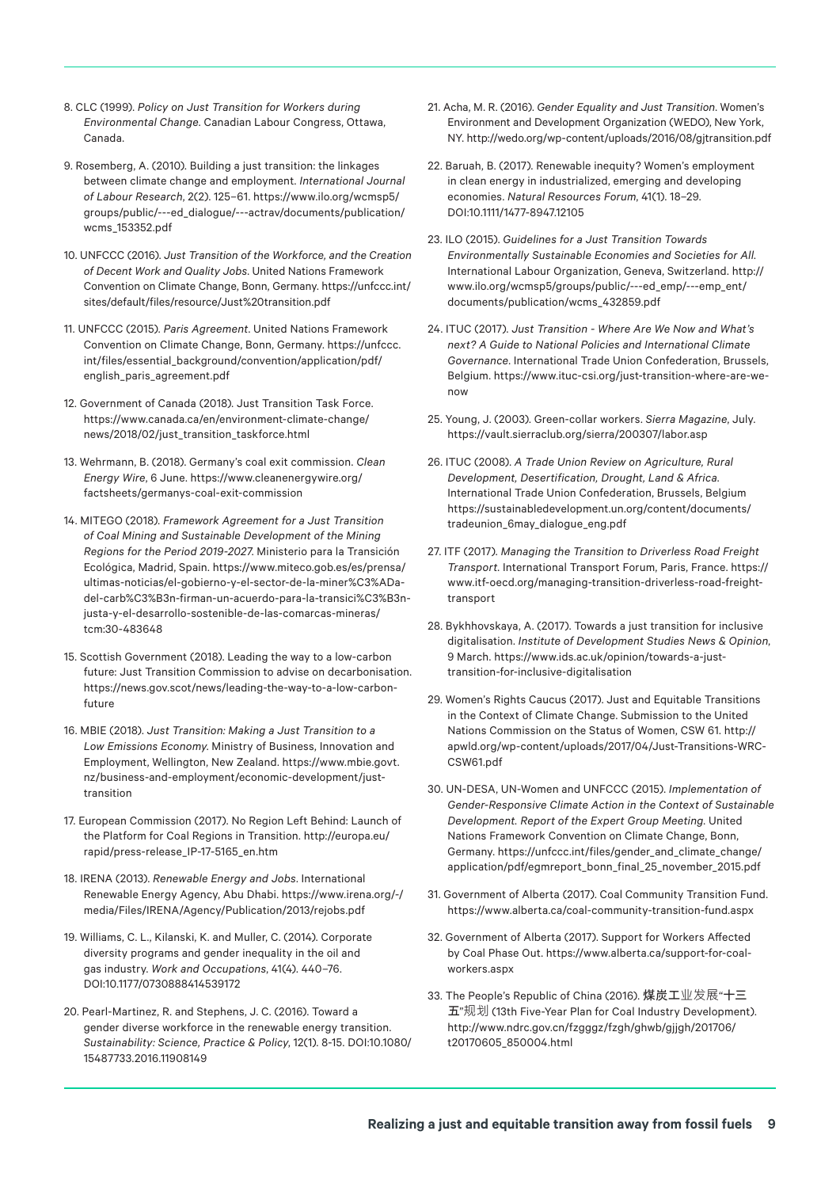8. CLC (1999). *Policy on Just Transition for Workers during Environmental Change*. Canadian Labour Congress, Ottawa, Canada.

9. Rosemberg, A. (2010). Building a just transition: the linkages between climate change and employment. *International Journal of Labour Research*, 2(2). 125–61. https://www.ilo.org/wcmsp5/groups/public/---ed_dialogue/---actrav/documents/publication/wcms_153352.pdf

10. UNFCCC (2016). *Just Transition of the Workforce, and the Creation of Decent Work and Quality Jobs*. United Nations Framework Convention on Climate Change, Bonn, Germany. https://unfccc.int/sites/default/files/resource/Just%20transition.pdf

11. UNFCCC (2015). *Paris Agreement*. United Nations Framework Convention on Climate Change, Bonn, Germany. https://unfccc.int/files/essential_background/convention/application/pdf/english_paris_agreement.pdf

12. Government of Canada (2018). Just Transition Task Force. https://www.canada.ca/en/environment-climate-change/news/2018/02/just_transition_taskforce.html

13. Wehrmann, B. (2018). Germany's coal exit commission. *Clean Energy Wire*, 6 June. https://www.cleanenergywire.org/factsheets/germanys-coal-exit-commission

14. MITEGO (2018). *Framework Agreement for a Just Transition of Coal Mining and Sustainable Development of the Mining Regions for the Period 2019-2027*. Ministerio para la Transición Ecológica, Madrid, Spain. https://www.miteco.gob.es/es/prensa/ultimas-noticias/el-gobierno-y-el-sector-de-la-miner%C3%ADa-del-carb%C3%B3n-firman-un-acuerdo-para-la-transici%C3%B3n-justa-y-el-desarrollo-sostenible-de-las-comarcas-mineras/tcm:30-483648

15. Scottish Government (2018). Leading the way to a low-carbon future: Just Transition Commission to advise on decarbonisation. https://news.gov.scot/news/leading-the-way-to-a-low-carbon-future

16. MBIE (2018). *Just Transition: Making a Just Transition to a Low Emissions Economy*. Ministry of Business, Innovation and Employment, Wellington, New Zealand. https://www.mbie.govt.nz/business-and-employment/economic-development/just-transition

17. European Commission (2017). No Region Left Behind: Launch of the Platform for Coal Regions in Transition. http://europa.eu/rapid/press-release_IP-17-5165_en.htm

18. IRENA (2013). *Renewable Energy and Jobs*. International Renewable Energy Agency, Abu Dhabi. https://www.irena.org/-/media/Files/IRENA/Agency/Publication/2013/rejobs.pdf

19. Williams, C. L., Kilanski, K. and Muller, C. (2014). Corporate diversity programs and gender inequality in the oil and gas industry. *Work and Occupations*, 41(4). 440–76. DOI:10.1177/0730888414539172

20. Pearl-Martinez, R. and Stephens, J. C. (2016). Toward a gender diverse workforce in the renewable energy transition. *Sustainability: Science, Practice & Policy*, 12(1). 8-15. DOI:10.1080/15487733.2016.11908149

21. Acha, M. R. (2016). *Gender Equality and Just Transition*. Women's Environment and Development Organization (WEDO), New York, NY. http://wedo.org/wp-content/uploads/2016/08/gjtransition.pdf

22. Baruah, B. (2017). Renewable inequity? Women's employment in clean energy in industrialized, emerging and developing economies. *Natural Resources Forum*, 41(1). 18–29. DOI:10.1111/1477-8947.12105

23. ILO (2015). *Guidelines for a Just Transition Towards Environmentally Sustainable Economies and Societies for All*. International Labour Organization, Geneva, Switzerland. http://www.ilo.org/wcmsp5/groups/public/---ed_emp/---emp_ent/documents/publication/wcms_432859.pdf

24. ITUC (2017). *Just Transition - Where Are We Now and What's next? A Guide to National Policies and International Climate Governance*. International Trade Union Confederation, Brussels, Belgium. https://www.ituc-csi.org/just-transition-where-are-we-now

25. Young, J. (2003). Green-collar workers. *Sierra Magazine*, July. https://vault.sierraclub.org/sierra/200307/labor.asp

26. ITUC (2008). *A Trade Union Review on Agriculture, Rural Development, Desertification, Drought, Land & Africa*. International Trade Union Confederation, Brussels, Belgium https://sustainabledevelopment.un.org/content/documents/tradeunion_6may_dialogue_eng.pdf

27. ITF (2017). *Managing the Transition to Driverless Road Freight Transport*. International Transport Forum, Paris, France. https://www.itf-oecd.org/managing-transition-driverless-road-freight-transport

28. Bykhhovskaya, A. (2017). Towards a just transition for inclusive digitalisation. *Institute of Development Studies News & Opinion*, 9 March. https://www.ids.ac.uk/opinion/towards-a-just-transition-for-inclusive-digitalisation

29. Women's Rights Caucus (2017). Just and Equitable Transitions in the Context of Climate Change. Submission to the United Nations Commission on the Status of Women, CSW 61. http://apwld.org/wp-content/uploads/2017/04/Just-Transitions-WRC-CSW61.pdf

30. UN-DESA, UN-Women and UNFCCC (2015). *Implementation of Gender-Responsive Climate Action in the Context of Sustainable Development. Report of the Expert Group Meeting*. United Nations Framework Convention on Climate Change, Bonn, Germany. https://unfccc.int/files/gender_and_climate_change/application/pdf/egmreport_bonn_final_25_november_2015.pdf

31. Government of Alberta (2017). Coal Community Transition Fund. https://www.alberta.ca/coal-community-transition-fund.aspx

32. Government of Alberta (2017). Support for Workers Affected by Coal Phase Out. https://www.alberta.ca/support-for-coal-workers.aspx

33. The People's Republic of China (2016). 煤炭工业发展"十三五"规划 (13th Five-Year Plan for Coal Industry Development). http://www.ndrc.gov.cn/fzgggz/fzgh/ghwb/gjjgh/201706/t20170605_850004.html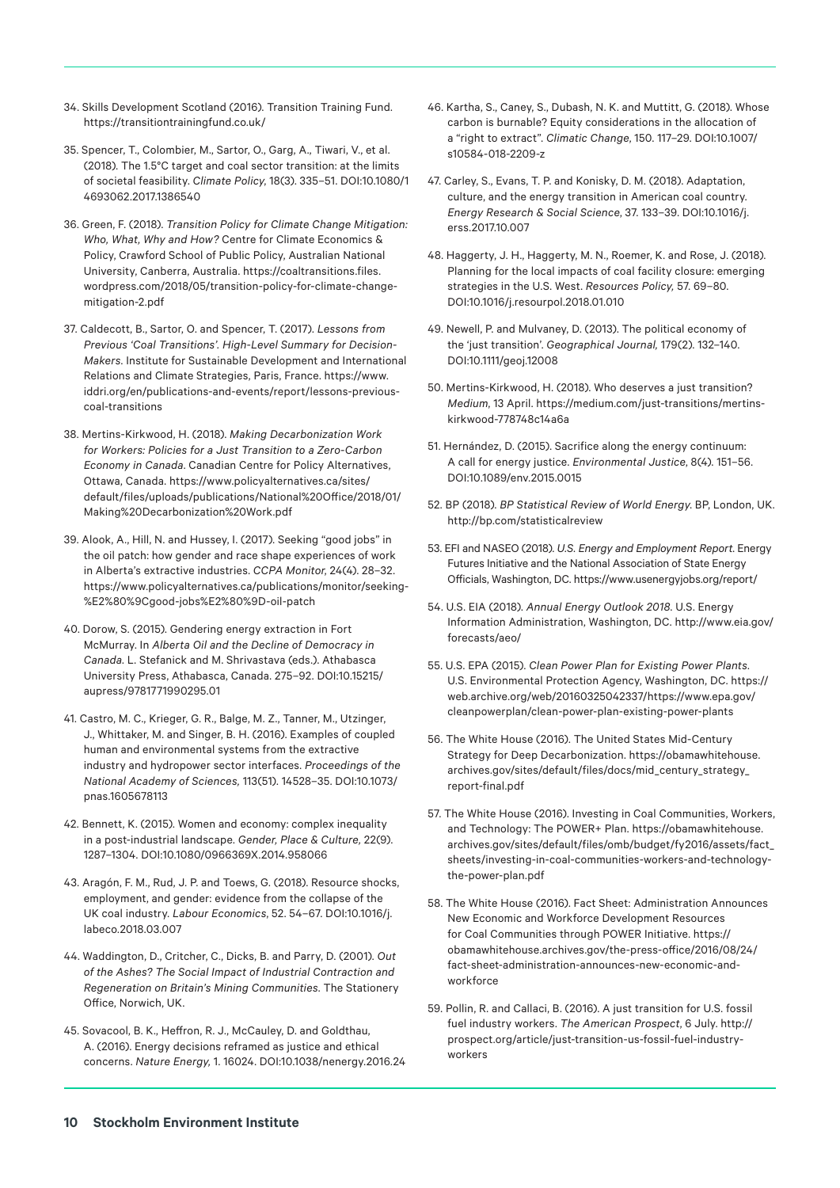34. Skills Development Scotland (2016). Transition Training Fund. https://transitiontrainingfund.co.uk/

35. Spencer, T., Colombier, M., Sartor, O., Garg, A., Tiwari, V., et al. (2018). The 1.5°C target and coal sector transition: at the limits of societal feasibility. *Climate Policy*, 18(3). 335–51. DOI:10.1080/14693062.2017.1386540

36. Green, F. (2018). *Transition Policy for Climate Change Mitigation: Who, What, Why and How?* Centre for Climate Economics & Policy, Crawford School of Public Policy, Australian National University, Canberra, Australia. https://coaltransitions.files.wordpress.com/2018/05/transition-policy-for-climate-change-mitigation-2.pdf

37. Caldecott, B., Sartor, O. and Spencer, T. (2017). *Lessons from Previous 'Coal Transitions'. High-Level Summary for Decision-Makers.* Institute for Sustainable Development and International Relations and Climate Strategies, Paris, France. https://www.iddri.org/en/publications-and-events/report/lessons-previous-coal-transitions

38. Mertins-Kirkwood, H. (2018). *Making Decarbonization Work for Workers: Policies for a Just Transition to a Zero-Carbon Economy in Canada.* Canadian Centre for Policy Alternatives, Ottawa, Canada. https://www.policyalternatives.ca/sites/default/files/uploads/publications/National%20Office/2018/01/Making%20Decarbonization%20Work.pdf

39. Alook, A., Hill, N. and Hussey, I. (2017). Seeking "good jobs" in the oil patch: how gender and race shape experiences of work in Alberta's extractive industries. *CCPA Monitor*, 24(4). 28–32. https://www.policyalternatives.ca/publications/monitor/seeking-%E2%80%9Cgood-jobs%E2%80%9D-oil-patch

40. Dorow, S. (2015). Gendering energy extraction in Fort McMurray. In *Alberta Oil and the Decline of Democracy in Canada.* L. Stefanick and M. Shrivastava (eds.). Athabasca University Press, Athabasca, Canada. 275–92. DOI:10.15215/aupress/9781771990295.01

41. Castro, M. C., Krieger, G. R., Balge, M. Z., Tanner, M., Utzinger, J., Whittaker, M. and Singer, B. H. (2016). Examples of coupled human and environmental systems from the extractive industry and hydropower sector interfaces. *Proceedings of the National Academy of Sciences,* 113(51). 14528–35. DOI:10.1073/pnas.1605678113

42. Bennett, K. (2015). Women and economy: complex inequality in a post-industrial landscape. *Gender, Place & Culture,* 22(9). 1287–1304. DOI:10.1080/0966369X.2014.958066

43. Aragón, F. M., Rud, J. P. and Toews, G. (2018). Resource shocks, employment, and gender: evidence from the collapse of the UK coal industry. *Labour Economics*, 52. 54–67. DOI:10.1016/j.labeco.2018.03.007

44. Waddington, D., Critcher, C., Dicks, B. and Parry, D. (2001). *Out of the Ashes? The Social Impact of Industrial Contraction and Regeneration on Britain's Mining Communities.* The Stationery Office, Norwich, UK.

45. Sovacool, B. K., Heffron, R. J., McCauley, D. and Goldthau, A. (2016). Energy decisions reframed as justice and ethical concerns. *Nature Energy,* 1. 16024. DOI:10.1038/nenergy.2016.24

46. Kartha, S., Caney, S., Dubash, N. K. and Muttitt, G. (2018). Whose carbon is burnable? Equity considerations in the allocation of a "right to extract". *Climatic Change*, 150. 117–29. DOI:10.1007/s10584-018-2209-z

47. Carley, S., Evans, T. P. and Konisky, D. M. (2018). Adaptation, culture, and the energy transition in American coal country. *Energy Research & Social Science*, 37. 133–39. DOI:10.1016/j.erss.2017.10.007

48. Haggerty, J. H., Haggerty, M. N., Roemer, K. and Rose, J. (2018). Planning for the local impacts of coal facility closure: emerging strategies in the U.S. West. *Resources Policy,* 57. 69–80. DOI:10.1016/j.resourpol.2018.01.010

49. Newell, P. and Mulvaney, D. (2013). The political economy of the 'just transition'. *Geographical Journal,* 179(2). 132–140. DOI:10.1111/geoj.12008

50. Mertins-Kirkwood, H. (2018). Who deserves a just transition? *Medium*, 13 April. https://medium.com/just-transitions/mertins-kirkwood-778748c14a6a

51. Hernández, D. (2015). Sacrifice along the energy continuum: A call for energy justice. *Environmental Justice*, 8(4). 151–56. DOI:10.1089/env.2015.0015

52. BP (2018). *BP Statistical Review of World Energy.* BP, London, UK. http://bp.com/statisticalreview

53. EFI and NASEO (2018). *U.S. Energy and Employment Report.* Energy Futures Initiative and the National Association of State Energy Officials, Washington, DC. https://www.usenergyjobs.org/report/

54. U.S. EIA (2018). *Annual Energy Outlook 2018.* U.S. Energy Information Administration, Washington, DC. http://www.eia.gov/forecasts/aeo/

55. U.S. EPA (2015). *Clean Power Plan for Existing Power Plants.* U.S. Environmental Protection Agency, Washington, DC. https://web.archive.org/web/20160325042337/https://www.epa.gov/cleanpowerplan/clean-power-plan-existing-power-plants

56. The White House (2016). The United States Mid-Century Strategy for Deep Decarbonization. https://obamawhitehouse.archives.gov/sites/default/files/docs/mid_century_strategy_report-final.pdf

57. The White House (2016). Investing in Coal Communities, Workers, and Technology: The POWER+ Plan. https://obamawhitehouse.archives.gov/sites/default/files/omb/budget/fy2016/assets/fact_sheets/investing-in-coal-communities-workers-and-technology-the-power-plan.pdf

58. The White House (2016). Fact Sheet: Administration Announces New Economic and Workforce Development Resources for Coal Communities through POWER Initiative. https://obamawhitehouse.archives.gov/the-press-office/2016/08/24/fact-sheet-administration-announces-new-economic-and-workforce

59. Pollin, R. and Callaci, B. (2016). A just transition for U.S. fossil fuel industry workers. *The American Prospect*, 6 July. http://prospect.org/article/just-transition-us-fossil-fuel-industry-workers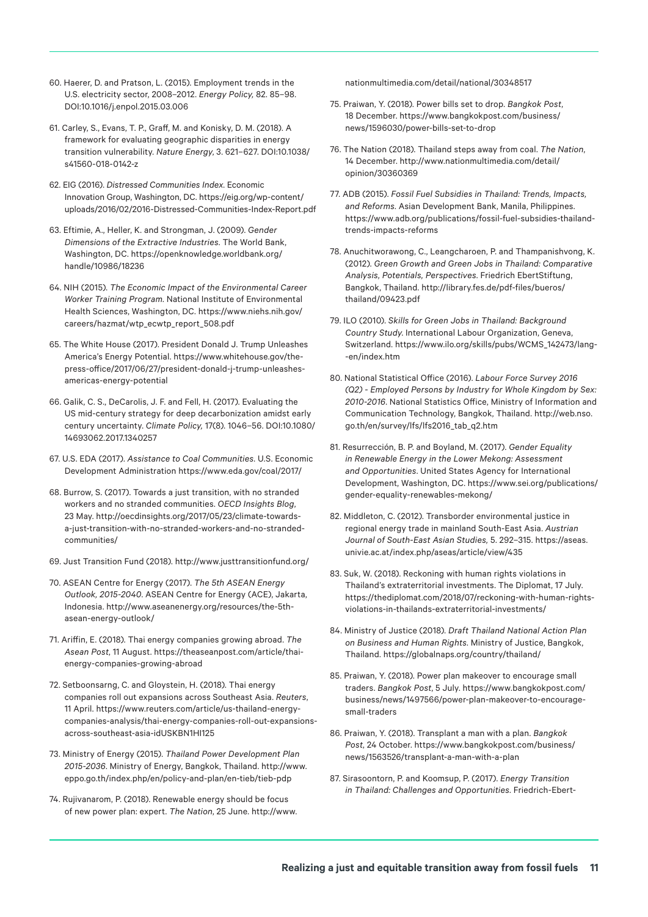60. Haerer, D. and Pratson, L. (2015). Employment trends in the U.S. electricity sector, 2008–2012. *Energy Policy,* 82. 85–98. DOI:10.1016/j.enpol.2015.03.006

61. Carley, S., Evans, T. P., Graff, M. and Konisky, D. M. (2018). A framework for evaluating geographic disparities in energy transition vulnerability. *Nature Energy*, 3. 621–627. DOI:10.1038/s41560-018-0142-z

62. EIG (2016). *Distressed Communities Index*. Economic Innovation Group, Washington, DC. https://eig.org/wp-content/uploads/2016/02/2016-Distressed-Communities-Index-Report.pdf

63. Eftimie, A., Heller, K. and Strongman, J. (2009). *Gender Dimensions of the Extractive Industries*. The World Bank, Washington, DC. https://openknowledge.worldbank.org/handle/10986/18236

64. NIH (2015). *The Economic Impact of the Environmental Career Worker Training Program*. National Institute of Environmental Health Sciences, Washington, DC. https://www.niehs.nih.gov/careers/hazmat/wtp_ecwtp_report_508.pdf

65. The White House (2017). President Donald J. Trump Unleashes America's Energy Potential. https://www.whitehouse.gov/the-press-office/2017/06/27/president-donald-j-trump-unleashes-americas-energy-potential

66. Galik, C. S., DeCarolis, J. F. and Fell, H. (2017). Evaluating the US mid-century strategy for deep decarbonization amidst early century uncertainty. *Climate Policy,* 17(8). 1046–56. DOI:10.1080/14693062.2017.1340257

67. U.S. EDA (2017). *Assistance to Coal Communities*. U.S. Economic Development Administration https://www.eda.gov/coal/2017/

68. Burrow, S. (2017). Towards a just transition, with no stranded workers and no stranded communities. *OECD Insights Blog*, 23 May. http://oecdinsights.org/2017/05/23/climate-towards-a-just-transition-with-no-stranded-workers-and-no-stranded-communities/

69. Just Transition Fund (2018). http://www.justtransitionfund.org/

70. ASEAN Centre for Energy (2017). *The 5th ASEAN Energy Outlook, 2015-2040*. ASEAN Centre for Energy (ACE), Jakarta, Indonesia. http://www.aseanenergy.org/resources/the-5th-asean-energy-outlook/

71. Ariffin, E. (2018). Thai energy companies growing abroad. *The Asean Post*, 11 August. https://theaseanpost.com/article/thai-energy-companies-growing-abroad

72. Setboonsarng, C. and Gloystein, H. (2018). Thai energy companies roll out expansions across Southeast Asia. *Reuters*, 11 April. https://www.reuters.com/article/us-thailand-energy-companies-analysis/thai-energy-companies-roll-out-expansions-across-southeast-asia-idUSKBN1HI125

73. Ministry of Energy (2015). *Thailand Power Development Plan 2015-2036*. Ministry of Energy, Bangkok, Thailand. http://www.eppo.go.th/index.php/en/policy-and-plan/en-tieb/tieb-pdp

74. Rujivanarom, P. (2018). Renewable energy should be focus of new power plan: expert. *The Nation*, 25 June. http://www.nationmultimedia.com/detail/national/30348517

75. Praiwan, Y. (2018). Power bills set to drop. *Bangkok Post*, 18 December. https://www.bangkokpost.com/business/news/1596030/power-bills-set-to-drop

76. The Nation (2018). Thailand steps away from coal. *The Nation*, 14 December. http://www.nationmultimedia.com/detail/opinion/30360369

77. ADB (2015). *Fossil Fuel Subsidies in Thailand: Trends, Impacts, and Reforms*. Asian Development Bank, Manila, Philippines. https://www.adb.org/publications/fossil-fuel-subsidies-thailand-trends-impacts-reforms

78. Anuchitworawong, C., Leangcharoen, P. and Thampanishvong, K. (2012). *Green Growth and Green Jobs in Thailand: Comparative Analysis, Potentials, Perspectives*. Friedrich EbertStiftung, Bangkok, Thailand. http://library.fes.de/pdf-files/bueros/thailand/09423.pdf

79. ILO (2010). *Skills for Green Jobs in Thailand: Background Country Study*. International Labour Organization, Geneva, Switzerland. https://www.ilo.org/skills/pubs/WCMS_142473/lang--en/index.htm

80. National Statistical Office (2016). *Labour Force Survey 2016 (Q2) - Employed Persons by Industry for Whole Kingdom by Sex: 2010-2016*. National Statistics Office, Ministry of Information and Communication Technology, Bangkok, Thailand. http://web.nso.go.th/en/survey/lfs/lfs2016_tab_q2.htm

81. Resurrección, B. P. and Boyland, M. (2017). *Gender Equality in Renewable Energy in the Lower Mekong: Assessment and Opportunities*. United States Agency for International Development, Washington, DC. https://www.sei.org/publications/gender-equality-renewables-mekong/

82. Middleton, C. (2012). Transborder environmental justice in regional energy trade in mainland South-East Asia. *Austrian Journal of South-East Asian Studies,* 5. 292–315. https://aseas.univie.ac.at/index.php/aseas/article/view/435

83. Suk, W. (2018). Reckoning with human rights violations in Thailand's extraterritorial investments. The Diplomat, 17 July. https://thediplomat.com/2018/07/reckoning-with-human-rights-violations-in-thailands-extraterritorial-investments/

84. Ministry of Justice (2018). *Draft Thailand National Action Plan on Business and Human Rights*. Ministry of Justice, Bangkok, Thailand. https://globalnaps.org/country/thailand/

85. Praiwan, Y. (2018). Power plan makeover to encourage small traders. *Bangkok Post*, 5 July. https://www.bangkokpost.com/business/news/1497566/power-plan-makeover-to-encourage-small-traders

86. Praiwan, Y. (2018). Transplant a man with a plan. *Bangkok Post*, 24 October. https://www.bangkokpost.com/business/news/1563526/transplant-a-man-with-a-plan

87. Sirasoontorn, P. and Koomsup, P. (2017). *Energy Transition in Thailand: Challenges and Opportunities*. Friedrich-Ebert-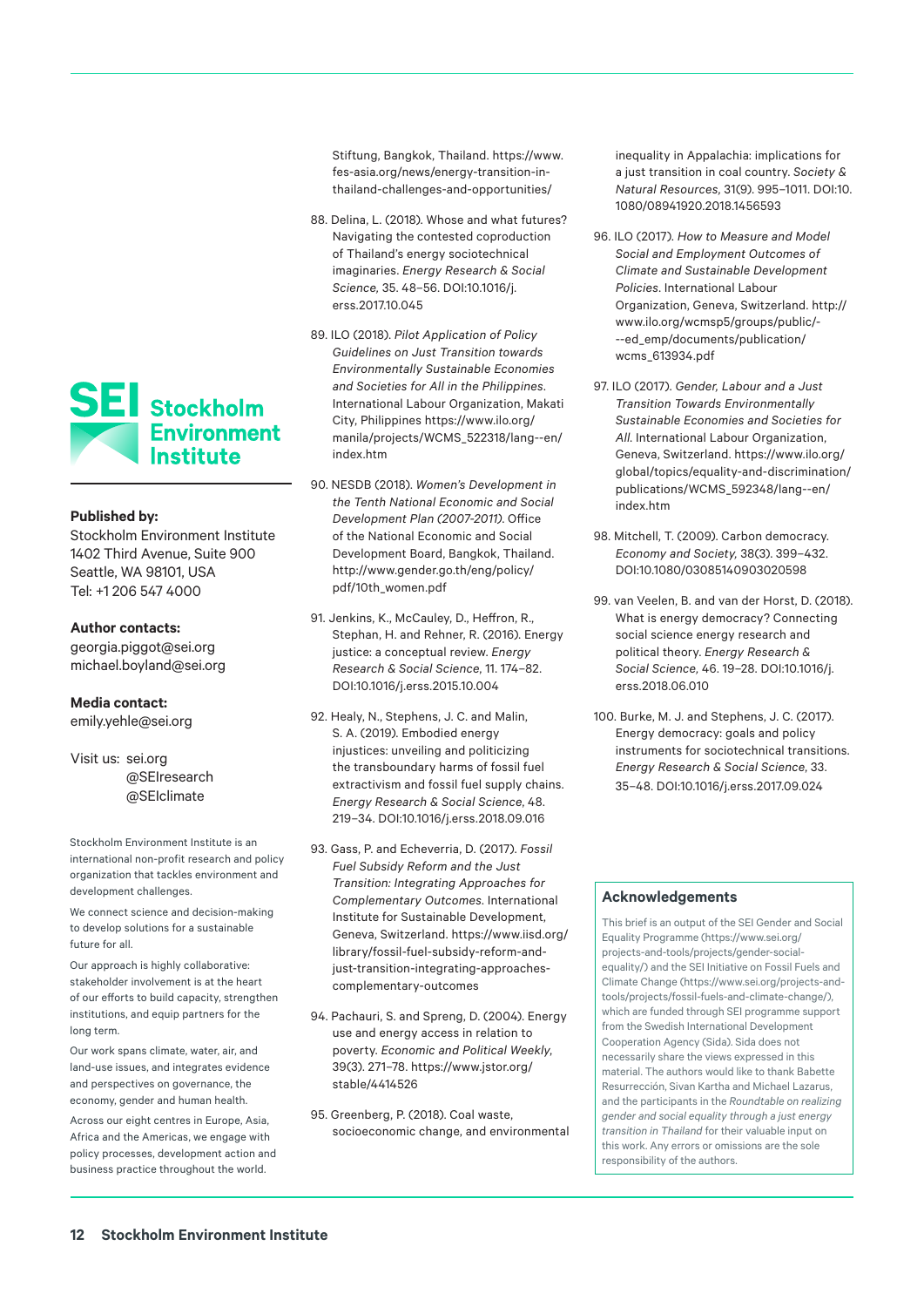Stiftung, Bangkok, Thailand. https://www.fes-asia.org/news/energy-transition-in-thailand-challenges-and-opportunities/

88. Delina, L. (2018). Whose and what futures? Navigating the contested coproduction of Thailand's energy sociotechnical imaginaries. *Energy Research & Social Science*, 35. 48–56. DOI:10.1016/j.erss.2017.10.045

89. ILO (2018). *Pilot Application of Policy Guidelines on Just Transition towards Environmentally Sustainable Economies and Societies for All in the Philippines*. International Labour Organization, Makati City, Philippines https://www.ilo.org/manila/projects/WCMS_522318/lang--en/index.htm

90. NESDB (2018). *Women's Development in the Tenth National Economic and Social Development Plan (2007-2011)*. Office of the National Economic and Social Development Board, Bangkok, Thailand. http://www.gender.go.th/eng/policy/pdf/10th_women.pdf

91. Jenkins, K., McCauley, D., Heffron, R., Stephan, H. and Rehner, R. (2016). Energy justice: a conceptual review. *Energy Research & Social Science*, 11. 174–82. DOI:10.1016/j.erss.2015.10.004

92. Healy, N., Stephens, J. C. and Malin, S. A. (2019). Embodied energy injustices: unveiling and politicizing the transboundary harms of fossil fuel extractivism and fossil fuel supply chains. *Energy Research & Social Science*, 48. 219–34. DOI:10.1016/j.erss.2018.09.016

93. Gass, P. and Echeverria, D. (2017). *Fossil Fuel Subsidy Reform and the Just Transition: Integrating Approaches for Complementary Outcomes*. International Institute for Sustainable Development, Geneva, Switzerland. https://www.iisd.org/library/fossil-fuel-subsidy-reform-and-just-transition-integrating-approaches-complementary-outcomes

94. Pachauri, S. and Spreng, D. (2004). Energy use and energy access in relation to poverty. *Economic and Political Weekly*, 39(3). 271–78. https://www.jstor.org/stable/4414526

95. Greenberg, P. (2018). Coal waste, socioeconomic change, and environmental inequality in Appalachia: implications for a just transition in coal country. *Society & Natural Resources*, 31(9). 995–1011. DOI:10.1080/08941920.2018.1456593

96. ILO (2017). *How to Measure and Model Social and Employment Outcomes of Climate and Sustainable Development Policies*. International Labour Organization, Geneva, Switzerland. http://www.ilo.org/wcmsp5/groups/public/---ed_emp/documents/publication/wcms_613934.pdf

97. ILO (2017). *Gender, Labour and a Just Transition Towards Environmentally Sustainable Economies and Societies for All*. International Labour Organization, Geneva, Switzerland. https://www.ilo.org/global/topics/equality-and-discrimination/publications/WCMS_592348/lang--en/index.htm

98. Mitchell, T. (2009). Carbon democracy. *Economy and Society*, 38(3). 399–432. DOI:10.1080/03085140903020598

99. van Veelen, B. and van der Horst, D. (2018). What is energy democracy? Connecting social science energy research and political theory. *Energy Research & Social Science*, 46. 19–28. DOI:10.1016/j.erss.2018.06.010

100. Burke, M. J. and Stephens, J. C. (2017). Energy democracy: goals and policy instruments for sociotechnical transitions. *Energy Research & Social Science*, 33. 35–48. DOI:10.1016/j.erss.2017.09.024

## Acknowledgements

This brief is an output of the SEI Gender and Social Equality Programme (https://www.sei.org/projects-and-tools/projects/gender-social-equality/) and the SEI Initiative on Fossil Fuels and Climate Change (https://www.sei.org/projects-and-tools/projects/fossil-fuels-and-climate-change/), which are funded through SEI programme support from the Swedish International Development Cooperation Agency (Sida). Sida does not necessarily share the views expressed in this material. The authors would like to thank Babette Resurrección, Sivan Kartha and Michael Lazarus, and the participants in the *Roundtable on realizing gender and social equality through a just energy transition in Thailand* for their valuable input on this work. Any errors or omissions are the sole responsibility of the authors.

SEI Stockholm Environment Institute

**Published by:**
Stockholm Environment Institute
1402 Third Avenue, Suite 900
Seattle, WA 98101, USA
Tel: +1 206 547 4000

**Author contacts:**
georgia.piggot@sei.org
michael.boyland@sei.org

**Media contact:**
emily.yehle@sei.org

Visit us: sei.org
@SEIresearch
@SEIclimate

Stockholm Environment Institute is an international non-profit research and policy organization that tackles environment and development challenges.

We connect science and decision-making to develop solutions for a sustainable future for all.

Our approach is highly collaborative: stakeholder involvement is at the heart of our efforts to build capacity, strengthen institutions, and equip partners for the long term.

Our work spans climate, water, air, and land-use issues, and integrates evidence and perspectives on governance, the economy, gender and human health.

Across our eight centres in Europe, Asia, Africa and the Americas, we engage with policy processes, development action and business practice throughout the world.